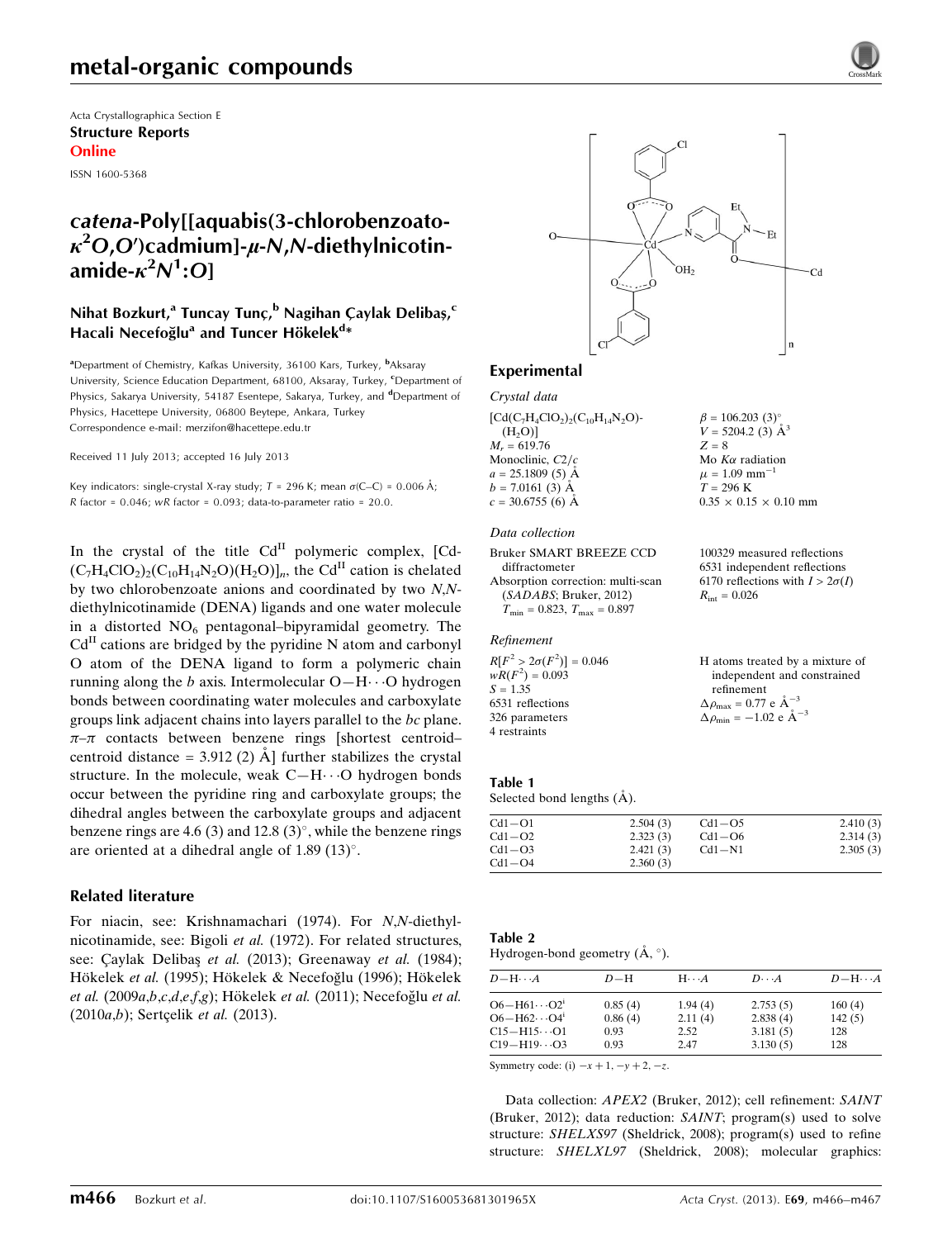Acta Crystallographica Section E
**Structure Reports**
**Online**

ISSN 1600-5368

# *catena*-Poly[[aquabis(3-chlorobenzoato-$\kappa^2O,O'$)cadmium]-$\mu$-*N*,*N*-diethylnicotinamide-$\kappa^2N^1$:*O*]

**Nihat Bozkurt,[a] Tuncay Tunç,[b] Nagihan Çaylak Delibaş,[c] Hacali Necefoğlu[a] and Tuncer Hökelek[d]***

[a]Department of Chemistry, Kafkas University, 36100 Kars, Turkey, [b]Aksaray University, Science Education Department, 68100, Aksaray, Turkey, [c]Department of Physics, Sakarya University, 54187 Esentepe, Sakarya, Turkey, and [d]Department of Physics, Hacettepe University, 06800 Beytepe, Ankara, Turkey
Correspondence e-mail: merzifon@hacettepe.edu.tr

Received 11 July 2013; accepted 16 July 2013

Key indicators: single-crystal X-ray study; $T$ = 296 K; mean $\sigma$(C–C) = 0.006 Å; $R$ factor = 0.046; $wR$ factor = 0.093; data-to-parameter ratio = 20.0.

In the crystal of the title $Cd^{II}$ polymeric complex, $[Cd(C_7H_4ClO_2)_2(C_{10}H_{14}N_2O)(H_2O)]_n$, the $Cd^{II}$ cation is chelated by two chlorobenzoate anions and coordinated by two *N*,*N*-diethylnicotinamide (DENA) ligands and one water molecule in a distorted $NO_6$ pentagonal–bipyramidal geometry. The $Cd^{II}$ cations are bridged by the pyridine N atom and carbonyl O atom of the DENA ligand to form a polymeric chain running along the *b* axis. Intermolecular O—H⋯O hydrogen bonds between coordinating water molecules and carboxylate groups link adjacent chains into layers parallel to the *bc* plane. $\pi$–$\pi$ contacts between benzene rings [shortest centroid–centroid distance = 3.912 (2) Å] further stabilizes the crystal structure. In the molecule, weak C—H⋯O hydrogen bonds occur between the pyridine ring and carboxylate groups; the dihedral angles between the carboxylate groups and adjacent benzene rings are 4.6 (3) and 12.8 (3)°, while the benzene rings are oriented at a dihedral angle of 1.89 (13)°.

## Related literature

For niacin, see: Krishnamachari (1974). For *N*,*N*-diethylnicotinamide, see: Bigoli *et al.* (1972). For related structures, see: Çaylak Delibaş *et al.* (2013); Greenaway *et al.* (1984); Hökelek *et al.* (1995); Hökelek & Necefoğlu (1996); Hökelek *et al.* (2009*a*,*b*,*c*,*d*,*e*,*f*,*g*); Hökelek *et al.* (2011); Necefoğlu *et al.* (2010*a*,*b*); Sertçelik *et al.* (2013).

## Experimental

### Crystal data

$[Cd(C_7H_4ClO_2)_2(C_{10}H_{14}N_2O)(H_2O)]$
$M_r$ = 619.76
Monoclinic, $C2/c$
$a$ = 25.1809 (5) Å
$b$ = 7.0161 (3) Å
$c$ = 30.6755 (6) Å
$\beta$ = 106.203 (3)°
$V$ = 5204.2 (3) Å$^3$
$Z$ = 8
Mo $K\alpha$ radiation
$\mu$ = 1.09 mm$^{-1}$
$T$ = 296 K
0.35 × 0.15 × 0.10 mm

### Data collection

Bruker SMART BREEZE CCD diffractometer
Absorption correction: multi-scan (*SADABS*; Bruker, 2012)
$T_{min}$ = 0.823, $T_{max}$ = 0.897
100329 measured reflections
6531 independent reflections
6170 reflections with $I > 2\sigma(I)$
$R_{int}$ = 0.026

### Refinement

$R[F^2 > 2\sigma(F^2)]$ = 0.046
$wR(F^2)$ = 0.093
$S$ = 1.35
6531 reflections
326 parameters
4 restraints
H atoms treated by a mixture of independent and constrained refinement
$\Delta\rho_{max}$ = 0.77 e Å$^{-3}$
$\Delta\rho_{min}$ = −1.02 e Å$^{-3}$

**Table 1**
Selected bond lengths (Å).

| | | | |
|---|---|---|---|
| Cd1—O1 | 2.504 (3) | Cd1—O5 | 2.410 (3) |
| Cd1—O2 | 2.323 (3) | Cd1—O6 | 2.314 (3) |
| Cd1—O3 | 2.421 (3) | Cd1—N1 | 2.305 (3) |
| Cd1—O4 | 2.360 (3) | | |

**Table 2**
Hydrogen-bond geometry (Å, °).

| $D$—H⋯$A$ | $D$—H | H⋯$A$ | $D$⋯$A$ | $D$—H⋯$A$ |
|---|---|---|---|---|
| O6—H61⋯O2[i] | 0.85 (4) | 1.94 (4) | 2.753 (5) | 160 (4) |
| O6—H62⋯O4[i] | 0.86 (4) | 2.11 (4) | 2.838 (4) | 142 (5) |
| C15—H15⋯O1 | 0.93 | 2.52 | 3.181 (5) | 128 |
| C19—H19⋯O3 | 0.93 | 2.47 | 3.130 (5) | 128 |

Symmetry code: (i) $-x+1, -y+2, -z$.

Data collection: *APEX2* (Bruker, 2012); cell refinement: *SAINT* (Bruker, 2012); data reduction: *SAINT*; program(s) used to solve structure: *SHELXS97* (Sheldrick, 2008); program(s) used to refine structure: *SHELXL97* (Sheldrick, 2008); molecular graphics: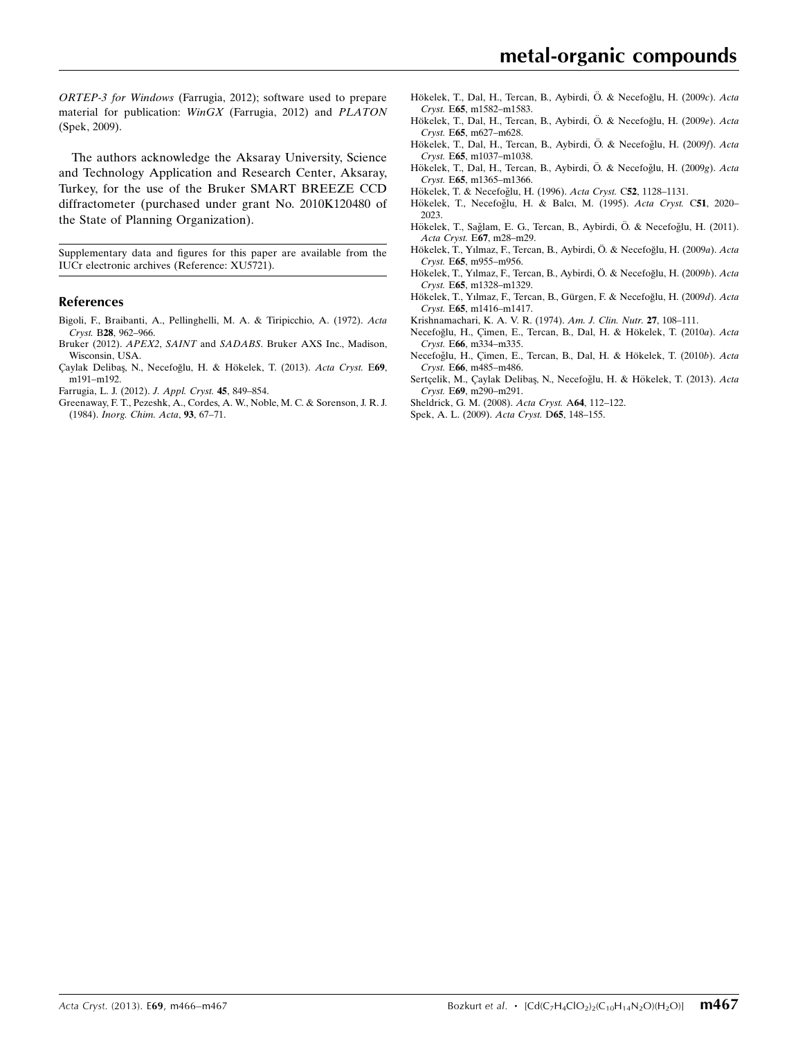*ORTEP-3 for Windows* (Farrugia, 2012); software used to prepare material for publication: *WinGX* (Farrugia, 2012) and *PLATON* (Spek, 2009).

The authors acknowledge the Aksaray University, Science and Technology Application and Research Center, Aksaray, Turkey, for the use of the Bruker SMART BREEZE CCD diffractometer (purchased under grant No. 2010K120480 of the State of Planning Organization).

Supplementary data and figures for this paper are available from the IUCr electronic archives (Reference: XU5721).

## References

Bigoli, F., Braibanti, A., Pellinghelli, M. A. & Tiripicchio, A. (1972). *Acta Cryst.* B**28**, 962–966.

Bruker (2012). *APEX2*, *SAINT* and *SADABS*. Bruker AXS Inc., Madison, Wisconsin, USA.

Çaylak Delibaş, N., Necefoğlu, H. & Hökelek, T. (2013). *Acta Cryst.* E**69**, m191–m192.

Farrugia, L. J. (2012). *J. Appl. Cryst.* **45**, 849–854.

Greenaway, F. T., Pezeshk, A., Cordes, A. W., Noble, M. C. & Sorenson, J. R. J. (1984). *Inorg. Chim. Acta*, **93**, 67–71.

Hökelek, T., Dal, H., Tercan, B., Aybirdi, Ö. & Necefoğlu, H. (2009*c*). *Acta Cryst.* E**65**, m1582–m1583.

Hökelek, T., Dal, H., Tercan, B., Aybirdi, Ö. & Necefoğlu, H. (2009*e*). *Acta Cryst.* E**65**, m627–m628.

Hökelek, T., Dal, H., Tercan, B., Aybirdi, Ö. & Necefoğlu, H. (2009*f*). *Acta Cryst.* E**65**, m1037–m1038.

Hökelek, T., Dal, H., Tercan, B., Aybirdi, Ö. & Necefoğlu, H. (2009*g*). *Acta Cryst.* E**65**, m1365–m1366.

Hökelek, T. & Necefoğlu, H. (1996). *Acta Cryst.* C**52**, 1128–1131.

Hökelek, T., Necefoğlu, H. & Balcı, M. (1995). *Acta Cryst.* C**51**, 2020–2023.

Hökelek, T., Sağlam, E. G., Tercan, B., Aybirdi, Ö. & Necefoğlu, H. (2011). *Acta Cryst.* E**67**, m28–m29.

Hökelek, T., Yılmaz, F., Tercan, B., Aybirdi, Ö. & Necefoğlu, H. (2009*a*). *Acta Cryst.* E**65**, m955–m956.

Hökelek, T., Yılmaz, F., Tercan, B., Aybirdi, Ö. & Necefoğlu, H. (2009*b*). *Acta Cryst.* E**65**, m1328–m1329.

Hökelek, T., Yılmaz, F., Tercan, B., Gürgen, F. & Necefoğlu, H. (2009*d*). *Acta Cryst.* E**65**, m1416–m1417.

Krishnamachari, K. A. V. R. (1974). *Am. J. Clin. Nutr.* **27**, 108–111.

Necefoğlu, H., Çimen, E., Tercan, B., Dal, H. & Hökelek, T. (2010*a*). *Acta Cryst.* E**66**, m334–m335.

Necefoğlu, H., Çimen, E., Tercan, B., Dal, H. & Hökelek, T. (2010*b*). *Acta Cryst.* E**66**, m485–m486.

Sertçelik, M., Çaylak Delibaş, N., Necefoğlu, H. & Hökelek, T. (2013). *Acta Cryst.* E**69**, m290–m291.

Sheldrick, G. M. (2008). *Acta Cryst.* A**64**, 112–122.

Spek, A. L. (2009). *Acta Cryst.* D**65**, 148–155.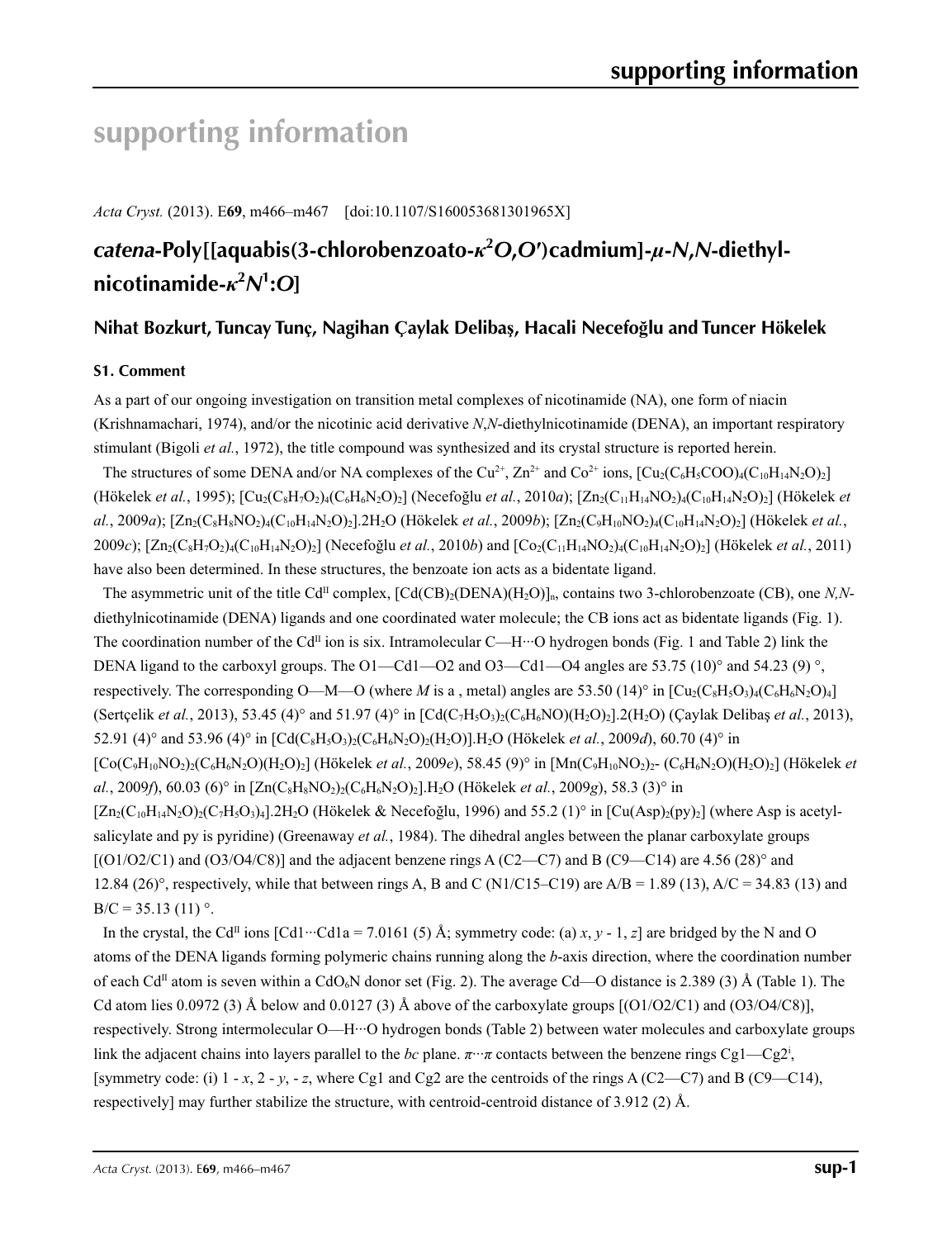# supporting information

*Acta Cryst.* (2013). E**69**, m466–m467 [doi:10.1107/S160053681301965X]

## *catena*-Poly[[aquabis(3-chlorobenzoato-$\kappa^2O,O'$)cadmium]-$\mu$-*N*,*N*-diethylnicotinamide-$\kappa^2N^1$:*O*]

**Nihat Bozkurt, Tuncay Tunç, Nagihan Çaylak Delibaş, Hacali Necefoğlu and Tuncer Hökelek**

### S1. Comment

As a part of our ongoing investigation on transition metal complexes of nicotinamide (NA), one form of niacin (Krishnamachari, 1974), and/or the nicotinic acid derivative *N*,*N*-diethylnicotinamide (DENA), an important respiratory stimulant (Bigoli *et al.*, 1972), the title compound was synthesized and its crystal structure is reported herein.

The structures of some DENA and/or NA complexes of the $Cu^{2+}$, $Zn^{2+}$ and $Co^{2+}$ ions, $[Cu_2(C_6H_5COO)_4(C_{10}H_{14}N_2O)_2]$ (Hökelek *et al.*, 1995); $[Cu_2(C_8H_7O_2)_4(C_6H_6N_2O)_2]$ (Necefoğlu *et al.*, 2010*a*); $[Zn_2(C_{11}H_{14}NO_2)_4(C_{10}H_{14}N_2O)_2]$ (Hökelek *et al.*, 2009*a*); $[Zn_2(C_8H_8NO_2)_4(C_{10}H_{14}N_2O)_2].2H_2O$ (Hökelek *et al.*, 2009*b*); $[Zn_2(C_9H_{10}NO_2)_4(C_{10}H_{14}N_2O)_2]$ (Hökelek *et al.*, 2009*c*); $[Zn_2(C_8H_7O_2)_4(C_{10}H_{14}N_2O)_2]$ (Necefoğlu *et al.*, 2010*b*) and $[Co_2(C_{11}H_{14}NO_2)_4(C_{10}H_{14}N_2O)_2]$ (Hökelek *et al.*, 2011) have also been determined. In these structures, the benzoate ion acts as a bidentate ligand.

The asymmetric unit of the title Cd$^{II}$ complex, $[Cd(CB)_2(DENA)(H_2O)]_n$, contains two 3-chlorobenzoate (CB), one *N*,*N*-diethylnicotinamide (DENA) ligands and one coordinated water molecule; the CB ions act as bidentate ligands (Fig. 1). The coordination number of the Cd$^{II}$ ion is six. Intramolecular C—H···O hydrogen bonds (Fig. 1 and Table 2) link the DENA ligand to the carboxyl groups. The O1—Cd1—O2 and O3—Cd1—O4 angles are 53.75 (10)° and 54.23 (9) °, respectively. The corresponding O—M—O (where *M* is a , metal) angles are 53.50 (14)° in $[Cu_2(C_8H_5O_3)_4(C_6H_6N_2O)_4]$ (Sertçelik *et al.*, 2013), 53.45 (4)° and 51.97 (4)° in $[Cd(C_7H_5O_3)_2(C_6H_6NO)(H_2O)_2].2(H_2O)$ (Çaylak Delibaş *et al.*, 2013), 52.91 (4)° and 53.96 (4)° in $[Cd(C_8H_5O_3)_2(C_6H_6N_2O)_2(H_2O)].H_2O$ (Hökelek *et al.*, 2009*d*), 60.70 (4)° in $[Co(C_9H_{10}NO_2)_2(C_6H_6N_2O)(H_2O)_2]$ (Hökelek *et al.*, 2009*e*), 58.45 (9)° in $[Mn(C_9H_{10}NO_2)_2$- $(C_6H_6N_2O)(H_2O)_2]$ (Hökelek *et al.*, 2009*f*), 60.03 (6)° in $[Zn(C_8H_8NO_2)_2(C_6H_6N_2O)_2].H_2O$ (Hökelek *et al.*, 2009*g*), 58.3 (3)° in $[Zn_2(C_{10}H_{14}N_2O)_2(C_7H_5O_3)_4].2H_2O$ (Hökelek & Necefoğlu, 1996) and 55.2 (1)° in $[Cu(Asp)_2(py)_2]$ (where Asp is acetyl-salicylate and py is pyridine) (Greenaway *et al.*, 1984). The dihedral angles between the planar carboxylate groups [(O1/O2/C1) and (O3/O4/C8)] and the adjacent benzene rings A (C2—C7) and B (C9—C14) are 4.56 (28)° and 12.84 (26)°, respectively, while that between rings A, B and C (N1/C15–C19) are A/B = 1.89 (13), A/C = 34.83 (13) and B/C = 35.13 (11) °.

In the crystal, the Cd$^{II}$ ions [Cd1···Cd1a = 7.0161 (5) Å; symmetry code: (a) *x*, *y* - 1, *z*] are bridged by the N and O atoms of the DENA ligands forming polymeric chains running along the *b*-axis direction, where the coordination number of each Cd$^{II}$ atom is seven within a $CdO_6N$ donor set (Fig. 2). The average Cd—O distance is 2.389 (3) Å (Table 1). The Cd atom lies 0.0972 (3) Å below and 0.0127 (3) Å above of the carboxylate groups [(O1/O2/C1) and (O3/O4/C8)], respectively. Strong intermolecular O—H···O hydrogen bonds (Table 2) between water molecules and carboxylate groups link the adjacent chains into layers parallel to the *bc* plane. $\pi\cdots\pi$ contacts between the benzene rings Cg1—Cg2$^i$, [symmetry code: (i) 1 - *x*, 2 - *y*, - *z*, where Cg1 and Cg2 are the centroids of the rings A (C2—C7) and B (C9—C14), respectively] may further stabilize the structure, with centroid-centroid distance of 3.912 (2) Å.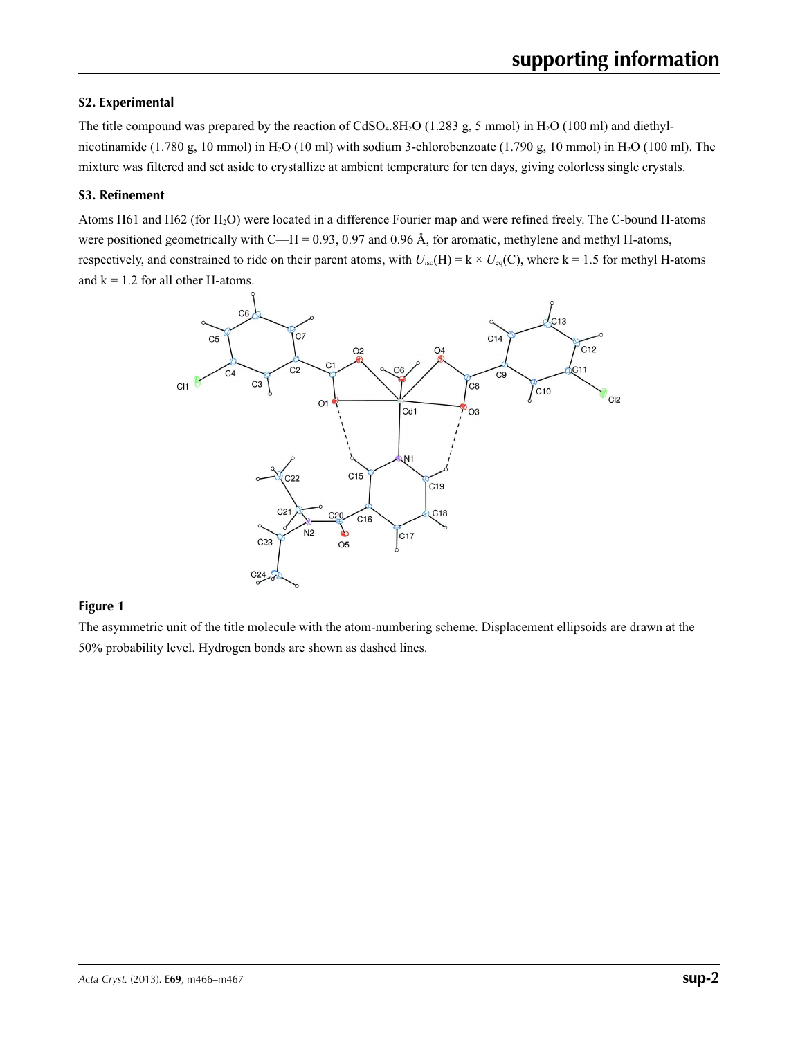### S2. Experimental

The title compound was prepared by the reaction of $CdSO_4.8H_2O$ (1.283 g, 5 mmol) in $H_2O$ (100 ml) and diethyl-nicotinamide (1.780 g, 10 mmol) in $H_2O$ (10 ml) with sodium 3-chlorobenzoate (1.790 g, 10 mmol) in $H_2O$ (100 ml). The mixture was filtered and set aside to crystallize at ambient temperature for ten days, giving colorless single crystals.

### S3. Refinement

Atoms H61 and H62 (for $H_2O$) were located in a difference Fourier map and were refined freely. The C-bound H-atoms were positioned geometrically with C—H = 0.93, 0.97 and 0.96 Å, for aromatic, methylene and methyl H-atoms, respectively, and constrained to ride on their parent atoms, with $U_{iso}(H) = k \times U_{eq}(C)$, where k = 1.5 for methyl H-atoms and k = 1.2 for all other H-atoms.

**Figure 1**

The asymmetric unit of the title molecule with the atom-numbering scheme. Displacement ellipsoids are drawn at the 50% probability level. Hydrogen bonds are shown as dashed lines.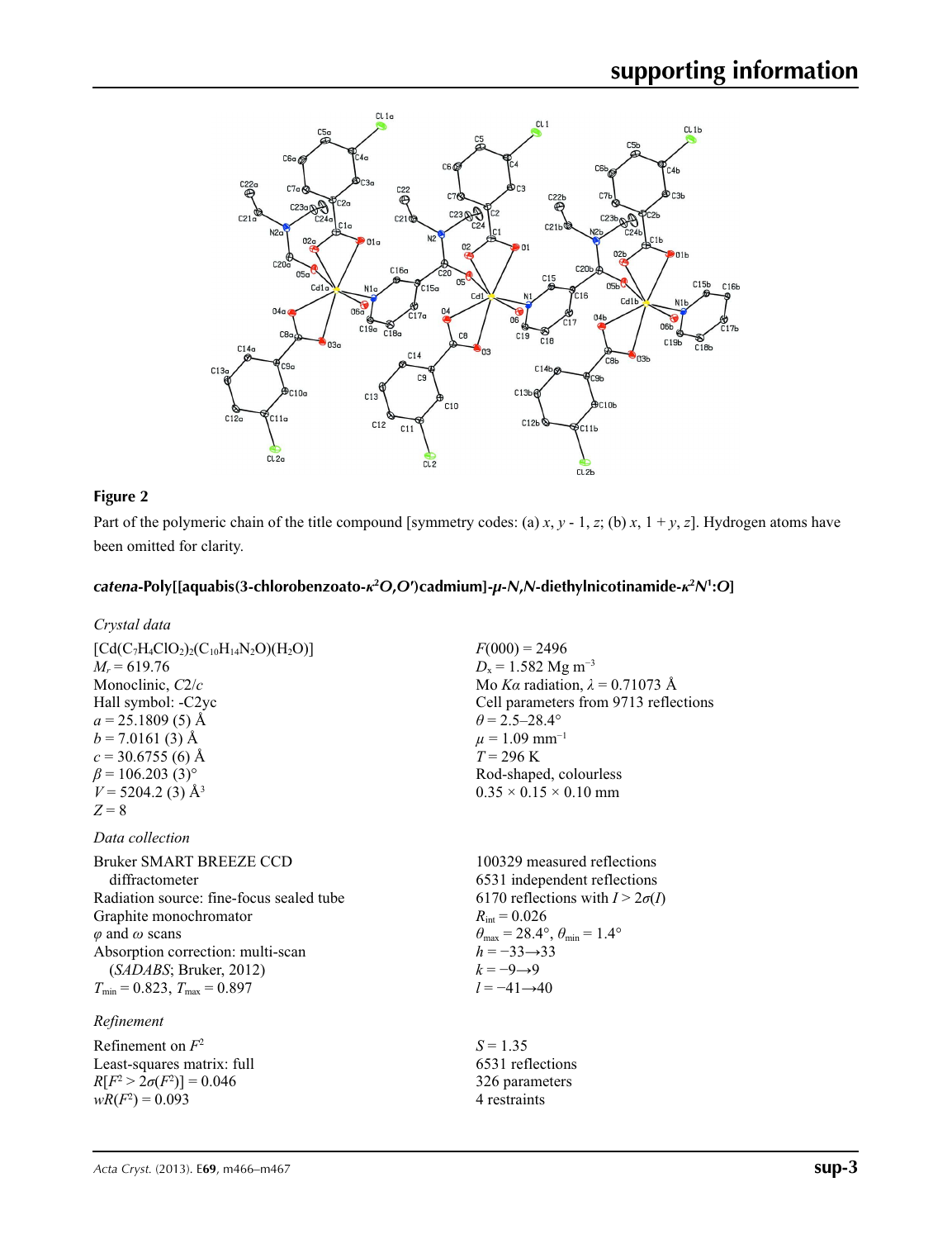**Figure 2**

Part of the polymeric chain of the title compound [symmetry codes: (a) $x$, $y$ - 1, $z$; (b) $x$, 1 + $y$, $z$]. Hydrogen atoms have been omitted for clarity.

## *catena*-Poly[[aquabis(3-chlorobenzoato-$\kappa^2O,O'$)cadmium]-$\mu$-*N*,*N*-diethylnicotinamide-$\kappa^2N^1$:*O*]

### *Crystal data*

| | |
|---|---|
| $[Cd(C_7H_4ClO_2)_2(C_{10}H_{14}N_2O)(H_2O)]$ | $F(000) = 2496$ |
| $M_r = 619.76$ | $D_x = 1.582$ Mg m$^{-3}$ |
| Monoclinic, $C2/c$ | Mo $K\alpha$ radiation, $\lambda = 0.71073$ Å |
| Hall symbol: -C2yc | Cell parameters from 9713 reflections |
| $a = 25.1809$ (5) Å | $\theta = 2.5$–$28.4°$ |
| $b = 7.0161$ (3) Å | $\mu = 1.09$ mm$^{-1}$ |
| $c = 30.6755$ (6) Å | $T = 296$ K |
| $\beta = 106.203$ (3)° | Rod-shaped, colourless |
| $V = 5204.2$ (3) Å$^3$ | $0.35 \times 0.15 \times 0.10$ mm |
| $Z = 8$ | |

### *Data collection*

| | |
|---|---|
| Bruker SMART BREEZE CCD diffractometer | 100329 measured reflections |
| Radiation source: fine-focus sealed tube | 6531 independent reflections |
| Graphite monochromator | 6170 reflections with $I > 2\sigma(I)$ |
| $\varphi$ and $\omega$ scans | $R_{int} = 0.026$ |
| Absorption correction: multi-scan (*SADABS*; Bruker, 2012) | $\theta_{max} = 28.4°$, $\theta_{min} = 1.4°$ |
| $T_{min} = 0.823$, $T_{max} = 0.897$ | $h = -33 \rightarrow 33$ |
| | $k = -9 \rightarrow 9$ |
| | $l = -41 \rightarrow 40$ |

### *Refinement*

| | |
|---|---|
| Refinement on $F^2$ | $S = 1.35$ |
| Least-squares matrix: full | 6531 reflections |
| $R[F^2 > 2\sigma(F^2)] = 0.046$ | 326 parameters |
| $wR(F^2) = 0.093$ | 4 restraints |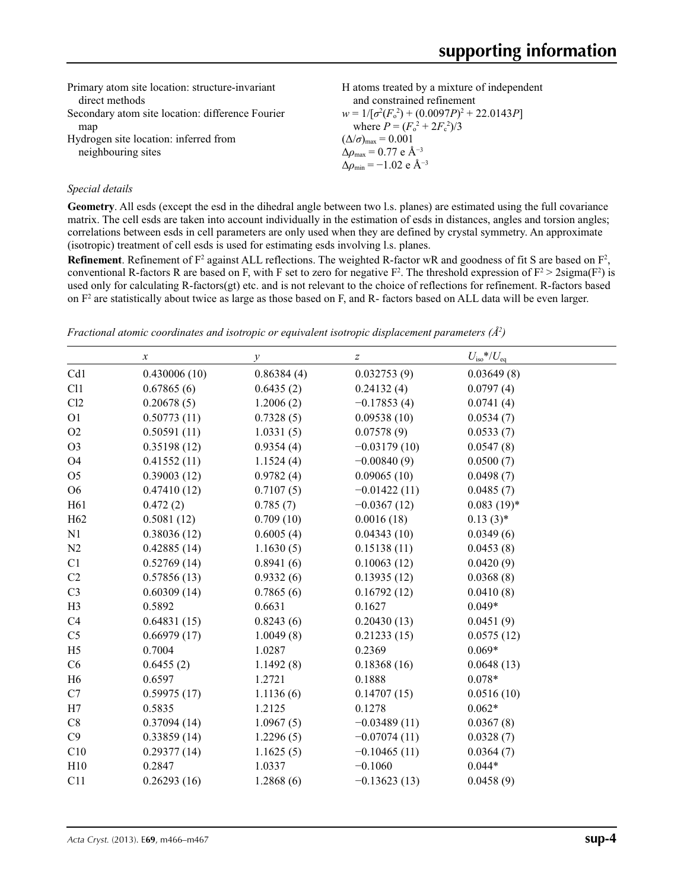Primary atom site location: structure-invariant direct methods
Secondary atom site location: difference Fourier map
Hydrogen site location: inferred from neighbouring sites

H atoms treated by a mixture of independent and constrained refinement
$w = 1/[\sigma^2(F_o^2) + (0.0097P)^2 + 22.0143P]$ where $P = (F_o^2 + 2F_c^2)/3$
$(\Delta/\sigma)_{max} = 0.001$
$\Delta\rho_{max} = 0.77$ e Å$^{-3}$
$\Delta\rho_{min} = -1.02$ e Å$^{-3}$

*Special details*

**Geometry**. All esds (except the esd in the dihedral angle between two l.s. planes) are estimated using the full covariance matrix. The cell esds are taken into account individually in the estimation of esds in distances, angles and torsion angles; correlations between esds in cell parameters are only used when they are defined by crystal symmetry. An approximate (isotropic) treatment of cell esds is used for estimating esds involving l.s. planes.

**Refinement**. Refinement of $F^2$ against ALL reflections. The weighted R-factor wR and goodness of fit S are based on $F^2$, conventional R-factors R are based on F, with F set to zero for negative $F^2$. The threshold expression of $F^2 > 2\text{sigma}(F^2)$ is used only for calculating R-factors(gt) etc. and is not relevant to the choice of reflections for refinement. R-factors based on $F^2$ are statistically about twice as large as those based on F, and R- factors based on ALL data will be even larger.

*Fractional atomic coordinates and isotropic or equivalent isotropic displacement parameters (Å$^2$)*

| | $x$ | $y$ | $z$ | $U_{iso}$\*/$U_{eq}$ |
|---|---|---|---|---|
| Cd1 | 0.430006 (10) | 0.86384 (4) | 0.032753 (9) | 0.03649 (8) |
| Cl1 | 0.67865 (6) | 0.6435 (2) | 0.24132 (4) | 0.0797 (4) |
| Cl2 | 0.20678 (5) | 1.2006 (2) | −0.17853 (4) | 0.0741 (4) |
| O1 | 0.50773 (11) | 0.7328 (5) | 0.09538 (10) | 0.0534 (7) |
| O2 | 0.50591 (11) | 1.0331 (5) | 0.07578 (9) | 0.0533 (7) |
| O3 | 0.35198 (12) | 0.9354 (4) | −0.03179 (10) | 0.0547 (8) |
| O4 | 0.41552 (11) | 1.1524 (4) | −0.00840 (9) | 0.0500 (7) |
| O5 | 0.39003 (12) | 0.9782 (4) | 0.09065 (10) | 0.0498 (7) |
| O6 | 0.47410 (12) | 0.7107 (5) | −0.01422 (11) | 0.0485 (7) |
| H61 | 0.472 (2) | 0.785 (7) | −0.0367 (12) | 0.083 (19)\* |
| H62 | 0.5081 (12) | 0.709 (10) | 0.0016 (18) | 0.13 (3)\* |
| N1 | 0.38036 (12) | 0.6005 (4) | 0.04343 (10) | 0.0349 (6) |
| N2 | 0.42885 (14) | 1.1630 (5) | 0.15138 (11) | 0.0453 (8) |
| C1 | 0.52769 (14) | 0.8941 (6) | 0.10063 (12) | 0.0420 (9) |
| C2 | 0.57856 (13) | 0.9332 (6) | 0.13935 (12) | 0.0368 (8) |
| C3 | 0.60309 (14) | 0.7865 (6) | 0.16792 (12) | 0.0410 (8) |
| H3 | 0.5892 | 0.6631 | 0.1627 | 0.049\* |
| C4 | 0.64831 (15) | 0.8243 (6) | 0.20430 (13) | 0.0451 (9) |
| C5 | 0.66979 (17) | 1.0049 (8) | 0.21233 (15) | 0.0575 (12) |
| H5 | 0.7004 | 1.0287 | 0.2369 | 0.069\* |
| C6 | 0.6455 (2) | 1.1492 (8) | 0.18368 (16) | 0.0648 (13) |
| H6 | 0.6597 | 1.2721 | 0.1888 | 0.078\* |
| C7 | 0.59975 (17) | 1.1136 (6) | 0.14707 (15) | 0.0516 (10) |
| H7 | 0.5835 | 1.2125 | 0.1278 | 0.062\* |
| C8 | 0.37094 (14) | 1.0967 (5) | −0.03489 (11) | 0.0367 (8) |
| C9 | 0.33859 (14) | 1.2296 (5) | −0.07074 (11) | 0.0328 (7) |
| C10 | 0.29377 (14) | 1.1625 (5) | −0.10465 (11) | 0.0364 (7) |
| H10 | 0.2847 | 1.0337 | −0.1060 | 0.044\* |
| C11 | 0.26293 (16) | 1.2868 (6) | −0.13623 (13) | 0.0458 (9) |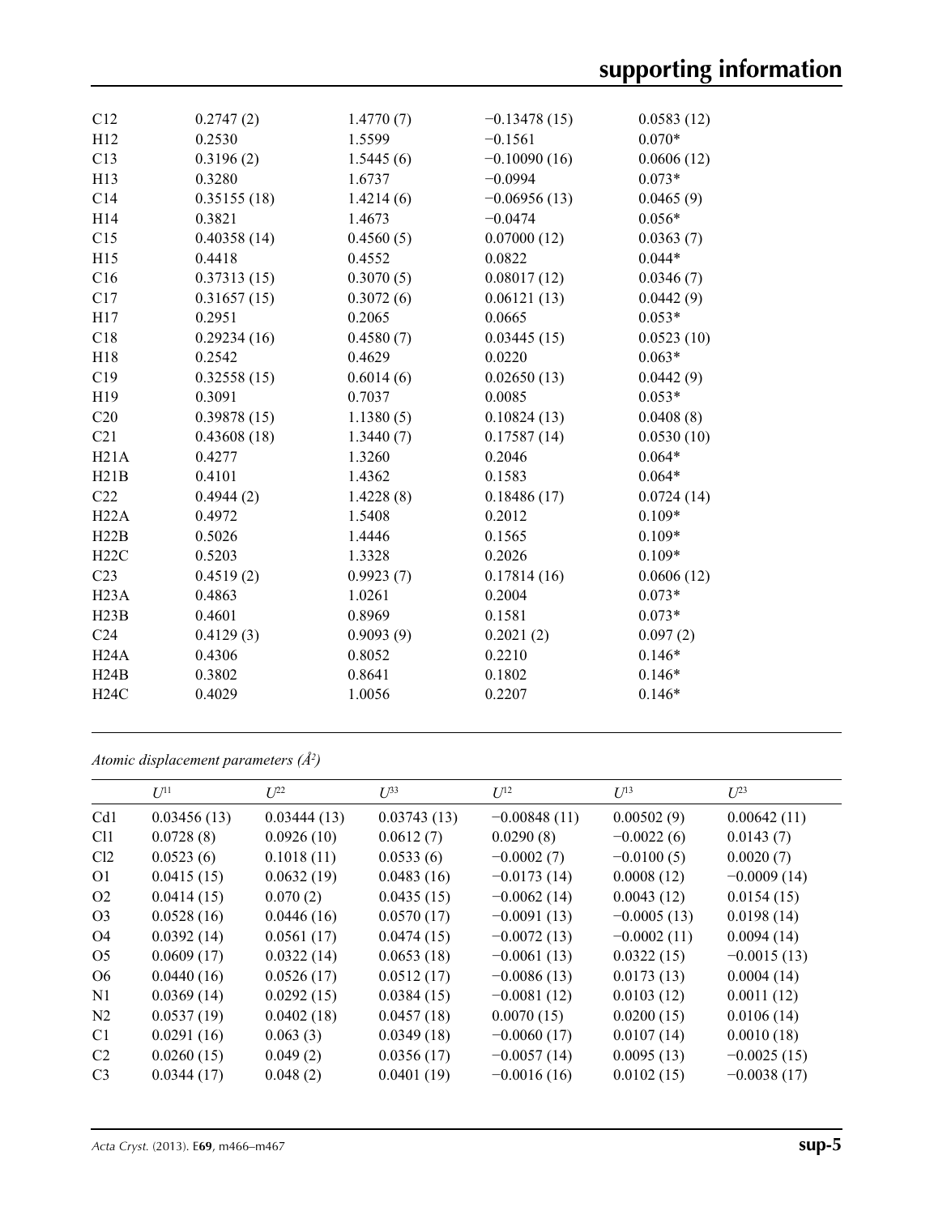| | | | | |
|---|---|---|---|---|
| C12 | 0.2747 (2) | 1.4770 (7) | −0.13478 (15) | 0.0583 (12) |
| H12 | 0.2530 | 1.5599 | −0.1561 | 0.070* |
| C13 | 0.3196 (2) | 1.5445 (6) | −0.10090 (16) | 0.0606 (12) |
| H13 | 0.3280 | 1.6737 | −0.0994 | 0.073* |
| C14 | 0.35155 (18) | 1.4214 (6) | −0.06956 (13) | 0.0465 (9) |
| H14 | 0.3821 | 1.4673 | −0.0474 | 0.056* |
| C15 | 0.40358 (14) | 0.4560 (5) | 0.07000 (12) | 0.0363 (7) |
| H15 | 0.4418 | 0.4552 | 0.0822 | 0.044* |
| C16 | 0.37313 (15) | 0.3070 (5) | 0.08017 (12) | 0.0346 (7) |
| C17 | 0.31657 (15) | 0.3072 (6) | 0.06121 (13) | 0.0442 (9) |
| H17 | 0.2951 | 0.2065 | 0.0665 | 0.053* |
| C18 | 0.29234 (16) | 0.4580 (7) | 0.03445 (15) | 0.0523 (10) |
| H18 | 0.2542 | 0.4629 | 0.0220 | 0.063* |
| C19 | 0.32558 (15) | 0.6014 (6) | 0.02650 (13) | 0.0442 (9) |
| H19 | 0.3091 | 0.7037 | 0.0085 | 0.053* |
| C20 | 0.39878 (15) | 1.1380 (5) | 0.10824 (13) | 0.0408 (8) |
| C21 | 0.43608 (18) | 1.3440 (7) | 0.17587 (14) | 0.0530 (10) |
| H21A | 0.4277 | 1.3260 | 0.2046 | 0.064* |
| H21B | 0.4101 | 1.4362 | 0.1583 | 0.064* |
| C22 | 0.4944 (2) | 1.4228 (8) | 0.18486 (17) | 0.0724 (14) |
| H22A | 0.4972 | 1.5408 | 0.2012 | 0.109* |
| H22B | 0.5026 | 1.4446 | 0.1565 | 0.109* |
| H22C | 0.5203 | 1.3328 | 0.2026 | 0.109* |
| C23 | 0.4519 (2) | 0.9923 (7) | 0.17814 (16) | 0.0606 (12) |
| H23A | 0.4863 | 1.0261 | 0.2004 | 0.073* |
| H23B | 0.4601 | 0.8969 | 0.1581 | 0.073* |
| C24 | 0.4129 (3) | 0.9093 (9) | 0.2021 (2) | 0.097 (2) |
| H24A | 0.4306 | 0.8052 | 0.2210 | 0.146* |
| H24B | 0.3802 | 0.8641 | 0.1802 | 0.146* |
| H24C | 0.4029 | 1.0056 | 0.2207 | 0.146* |

*Atomic displacement parameters (Å²)*

| | $U^{11}$ | $U^{22}$ | $U^{33}$ | $U^{12}$ | $U^{13}$ | $U^{23}$ |
|---|---|---|---|---|---|---|
| Cd1 | 0.03456 (13) | 0.03444 (13) | 0.03743 (13) | −0.00848 (11) | 0.00502 (9) | 0.00642 (11) |
| Cl1 | 0.0728 (8) | 0.0926 (10) | 0.0612 (7) | 0.0290 (8) | −0.0022 (6) | 0.0143 (7) |
| Cl2 | 0.0523 (6) | 0.1018 (11) | 0.0533 (6) | −0.0002 (7) | −0.0100 (5) | 0.0020 (7) |
| O1 | 0.0415 (15) | 0.0632 (19) | 0.0483 (16) | −0.0173 (14) | 0.0008 (12) | −0.0009 (14) |
| O2 | 0.0414 (15) | 0.070 (2) | 0.0435 (15) | −0.0062 (14) | 0.0043 (12) | 0.0154 (15) |
| O3 | 0.0528 (16) | 0.0446 (16) | 0.0570 (17) | −0.0091 (13) | −0.0005 (13) | 0.0198 (14) |
| O4 | 0.0392 (14) | 0.0561 (17) | 0.0474 (15) | −0.0072 (13) | −0.0002 (11) | 0.0094 (14) |
| O5 | 0.0609 (17) | 0.0322 (14) | 0.0653 (18) | −0.0061 (13) | 0.0322 (15) | −0.0015 (13) |
| O6 | 0.0440 (16) | 0.0526 (17) | 0.0512 (17) | −0.0086 (13) | 0.0173 (13) | 0.0004 (14) |
| N1 | 0.0369 (14) | 0.0292 (15) | 0.0384 (15) | −0.0081 (12) | 0.0103 (12) | 0.0011 (12) |
| N2 | 0.0537 (19) | 0.0402 (18) | 0.0457 (18) | 0.0070 (15) | 0.0200 (15) | 0.0106 (14) |
| C1 | 0.0291 (16) | 0.063 (3) | 0.0349 (18) | −0.0060 (17) | 0.0107 (14) | 0.0010 (18) |
| C2 | 0.0260 (15) | 0.049 (2) | 0.0356 (17) | −0.0057 (14) | 0.0095 (13) | −0.0025 (15) |
| C3 | 0.0344 (17) | 0.048 (2) | 0.0401 (19) | −0.0016 (16) | 0.0102 (15) | −0.0038 (17) |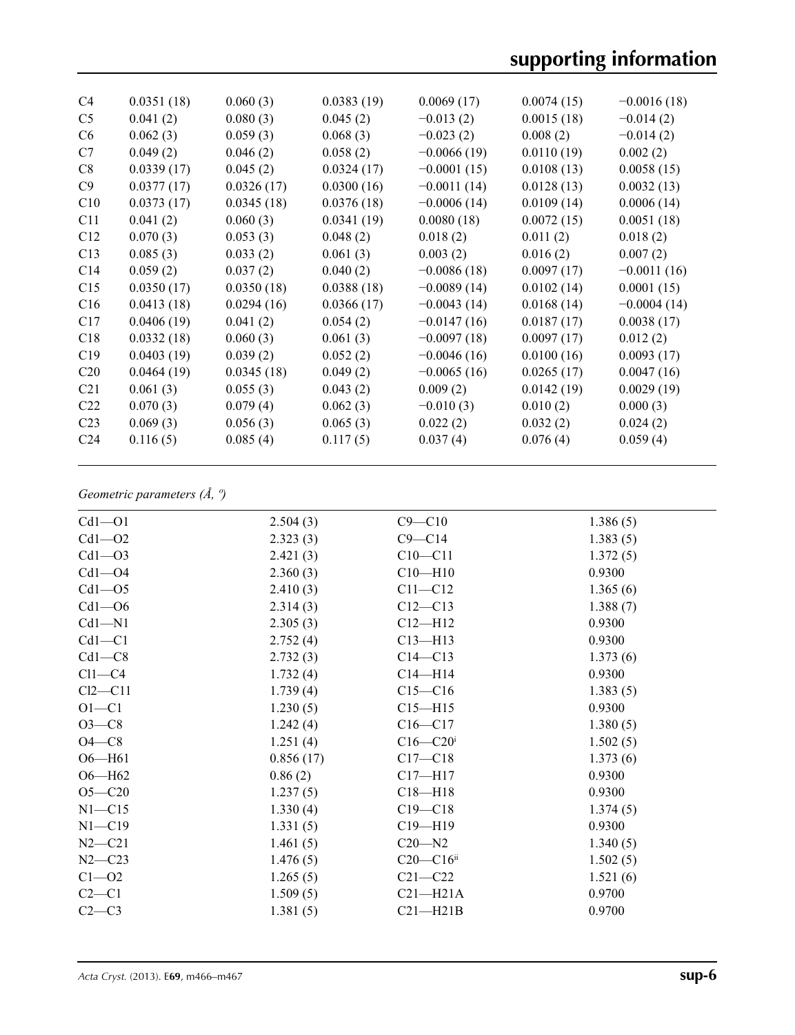| | | | | | | |
|---|---|---|---|---|---|---|
| C4 | 0.0351 (18) | 0.060 (3) | 0.0383 (19) | 0.0069 (17) | 0.0074 (15) | −0.0016 (18) |
| C5 | 0.041 (2) | 0.080 (3) | 0.045 (2) | −0.013 (2) | 0.0015 (18) | −0.014 (2) |
| C6 | 0.062 (3) | 0.059 (3) | 0.068 (3) | −0.023 (2) | 0.008 (2) | −0.014 (2) |
| C7 | 0.049 (2) | 0.046 (2) | 0.058 (2) | −0.0066 (19) | 0.0110 (19) | 0.002 (2) |
| C8 | 0.0339 (17) | 0.045 (2) | 0.0324 (17) | −0.0001 (15) | 0.0108 (13) | 0.0058 (15) |
| C9 | 0.0377 (17) | 0.0326 (17) | 0.0300 (16) | −0.0011 (14) | 0.0128 (13) | 0.0032 (13) |
| C10 | 0.0373 (17) | 0.0345 (18) | 0.0376 (18) | −0.0006 (14) | 0.0109 (14) | 0.0006 (14) |
| C11 | 0.041 (2) | 0.060 (3) | 0.0341 (19) | 0.0080 (18) | 0.0072 (15) | 0.0051 (18) |
| C12 | 0.070 (3) | 0.053 (3) | 0.048 (2) | 0.018 (2) | 0.011 (2) | 0.018 (2) |
| C13 | 0.085 (3) | 0.033 (2) | 0.061 (3) | 0.003 (2) | 0.016 (2) | 0.007 (2) |
| C14 | 0.059 (2) | 0.037 (2) | 0.040 (2) | −0.0086 (18) | 0.0097 (17) | −0.0011 (16) |
| C15 | 0.0350 (17) | 0.0350 (18) | 0.0388 (18) | −0.0089 (14) | 0.0102 (14) | 0.0001 (15) |
| C16 | 0.0413 (18) | 0.0294 (16) | 0.0366 (17) | −0.0043 (14) | 0.0168 (14) | −0.0004 (14) |
| C17 | 0.0406 (19) | 0.041 (2) | 0.054 (2) | −0.0147 (16) | 0.0187 (17) | 0.0038 (17) |
| C18 | 0.0332 (18) | 0.060 (3) | 0.061 (3) | −0.0097 (18) | 0.0097 (17) | 0.012 (2) |
| C19 | 0.0403 (19) | 0.039 (2) | 0.052 (2) | −0.0046 (16) | 0.0100 (16) | 0.0093 (17) |
| C20 | 0.0464 (19) | 0.0345 (18) | 0.049 (2) | −0.0065 (16) | 0.0265 (17) | 0.0047 (16) |
| C21 | 0.061 (3) | 0.055 (3) | 0.043 (2) | 0.009 (2) | 0.0142 (19) | 0.0029 (19) |
| C22 | 0.070 (3) | 0.079 (4) | 0.062 (3) | −0.010 (3) | 0.010 (2) | 0.000 (3) |
| C23 | 0.069 (3) | 0.056 (3) | 0.065 (3) | 0.022 (2) | 0.032 (2) | 0.024 (2) |
| C24 | 0.116 (5) | 0.085 (4) | 0.117 (5) | 0.037 (4) | 0.076 (4) | 0.059 (4) |

*Geometric parameters (Å, º)*

| | | | |
|---|---|---|---|
| Cd1—O1 | 2.504 (3) | C9—C10 | 1.386 (5) |
| Cd1—O2 | 2.323 (3) | C9—C14 | 1.383 (5) |
| Cd1—O3 | 2.421 (3) | C10—C11 | 1.372 (5) |
| Cd1—O4 | 2.360 (3) | C10—H10 | 0.9300 |
| Cd1—O5 | 2.410 (3) | C11—C12 | 1.365 (6) |
| Cd1—O6 | 2.314 (3) | C12—C13 | 1.388 (7) |
| Cd1—N1 | 2.305 (3) | C12—H12 | 0.9300 |
| Cd1—C1 | 2.752 (4) | C13—H13 | 0.9300 |
| Cd1—C8 | 2.732 (3) | C14—C13 | 1.373 (6) |
| Cl1—C4 | 1.732 (4) | C14—H14 | 0.9300 |
| Cl2—C11 | 1.739 (4) | C15—C16 | 1.383 (5) |
| O1—C1 | 1.230 (5) | C15—H15 | 0.9300 |
| O3—C8 | 1.242 (4) | C16—C17 | 1.380 (5) |
| O4—C8 | 1.251 (4) | C16—C20[i] | 1.502 (5) |
| O6—H61 | 0.856 (17) | C17—C18 | 1.373 (6) |
| O6—H62 | 0.86 (2) | C17—H17 | 0.9300 |
| O5—C20 | 1.237 (5) | C18—H18 | 0.9300 |
| N1—C15 | 1.330 (4) | C19—C18 | 1.374 (5) |
| N1—C19 | 1.331 (5) | C19—H19 | 0.9300 |
| N2—C21 | 1.461 (5) | C20—N2 | 1.340 (5) |
| N2—C23 | 1.476 (5) | C20—C16[ii] | 1.502 (5) |
| C1—O2 | 1.265 (5) | C21—C22 | 1.521 (6) |
| C2—C1 | 1.509 (5) | C21—H21A | 0.9700 |
| C2—C3 | 1.381 (5) | C21—H21B | 0.9700 |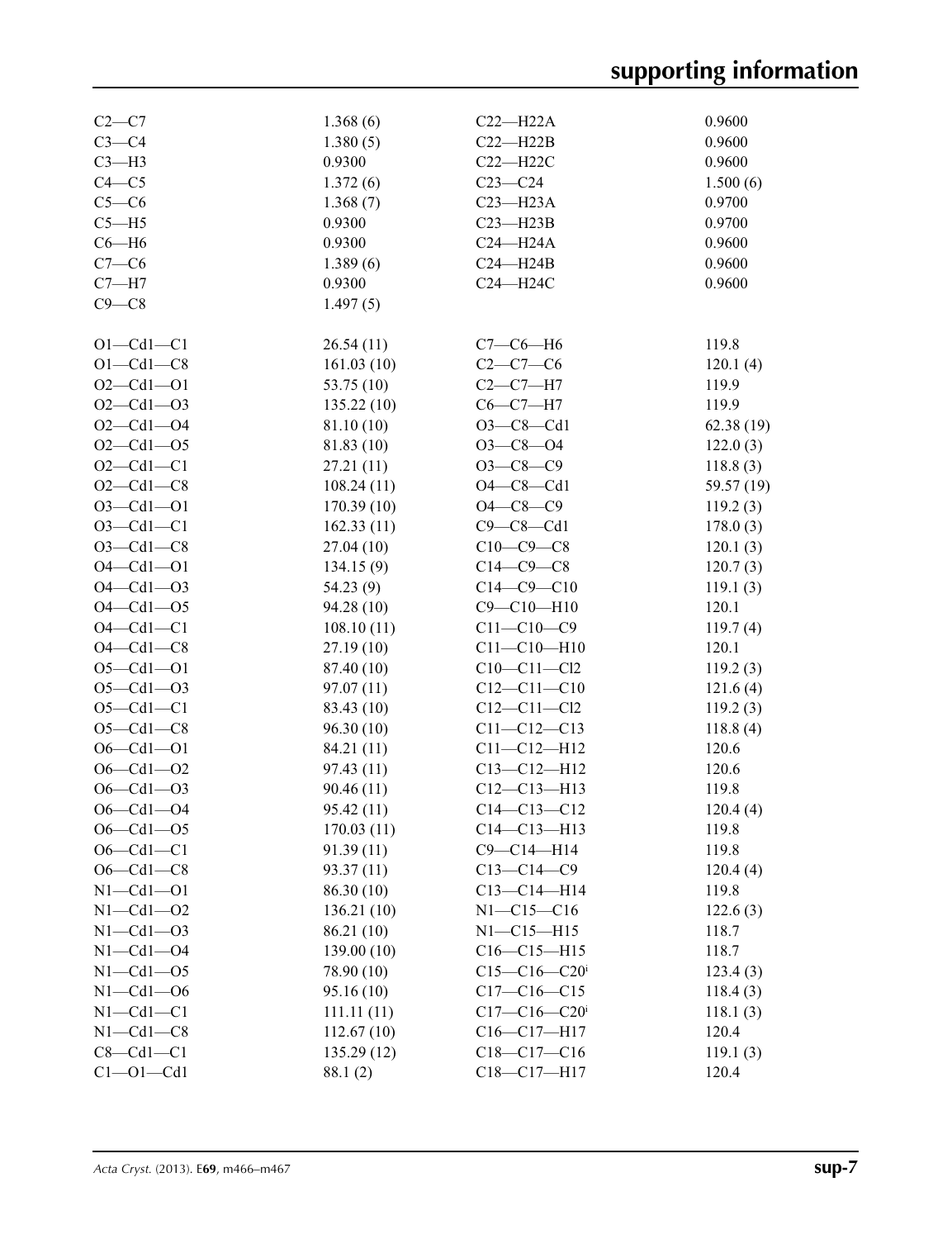| | | | |
|---|---|---|---|
| C2—C7 | 1.368 (6) | C22—H22A | 0.9600 |
| C3—C4 | 1.380 (5) | C22—H22B | 0.9600 |
| C3—H3 | 0.9300 | C22—H22C | 0.9600 |
| C4—C5 | 1.372 (6) | C23—C24 | 1.500 (6) |
| C5—C6 | 1.368 (7) | C23—H23A | 0.9700 |
| C5—H5 | 0.9300 | C23—H23B | 0.9700 |
| C6—H6 | 0.9300 | C24—H24A | 0.9600 |
| C7—C6 | 1.389 (6) | C24—H24B | 0.9600 |
| C7—H7 | 0.9300 | C24—H24C | 0.9600 |
| C9—C8 | 1.497 (5) | | |
| | | | |
| O1—Cd1—C1 | 26.54 (11) | C7—C6—H6 | 119.8 |
| O1—Cd1—C8 | 161.03 (10) | C2—C7—C6 | 120.1 (4) |
| O2—Cd1—O1 | 53.75 (10) | C2—C7—H7 | 119.9 |
| O2—Cd1—O3 | 135.22 (10) | C6—C7—H7 | 119.9 |
| O2—Cd1—O4 | 81.10 (10) | O3—C8—Cd1 | 62.38 (19) |
| O2—Cd1—O5 | 81.83 (10) | O3—C8—O4 | 122.0 (3) |
| O2—Cd1—C1 | 27.21 (11) | O3—C8—C9 | 118.8 (3) |
| O2—Cd1—C8 | 108.24 (11) | O4—C8—Cd1 | 59.57 (19) |
| O3—Cd1—O1 | 170.39 (10) | O4—C8—C9 | 119.2 (3) |
| O3—Cd1—C1 | 162.33 (11) | C9—C8—Cd1 | 178.0 (3) |
| O3—Cd1—C8 | 27.04 (10) | C10—C9—C8 | 120.1 (3) |
| O4—Cd1—O1 | 134.15 (9) | C14—C9—C8 | 120.7 (3) |
| O4—Cd1—O3 | 54.23 (9) | C14—C9—C10 | 119.1 (3) |
| O4—Cd1—O5 | 94.28 (10) | C9—C10—H10 | 120.1 |
| O4—Cd1—C1 | 108.10 (11) | C11—C10—C9 | 119.7 (4) |
| O4—Cd1—C8 | 27.19 (10) | C11—C10—H10 | 120.1 |
| O5—Cd1—O1 | 87.40 (10) | C10—C11—Cl2 | 119.2 (3) |
| O5—Cd1—O3 | 97.07 (11) | C12—C11—C10 | 121.6 (4) |
| O5—Cd1—C1 | 83.43 (10) | C12—C11—Cl2 | 119.2 (3) |
| O5—Cd1—C8 | 96.30 (10) | C11—C12—C13 | 118.8 (4) |
| O6—Cd1—O1 | 84.21 (11) | C11—C12—H12 | 120.6 |
| O6—Cd1—O2 | 97.43 (11) | C13—C12—H12 | 120.6 |
| O6—Cd1—O3 | 90.46 (11) | C12—C13—H13 | 119.8 |
| O6—Cd1—O4 | 95.42 (11) | C14—C13—C12 | 120.4 (4) |
| O6—Cd1—O5 | 170.03 (11) | C14—C13—H13 | 119.8 |
| O6—Cd1—C1 | 91.39 (11) | C9—C14—H14 | 119.8 |
| O6—Cd1—C8 | 93.37 (11) | C13—C14—C9 | 120.4 (4) |
| N1—Cd1—O1 | 86.30 (10) | C13—C14—H14 | 119.8 |
| N1—Cd1—O2 | 136.21 (10) | N1—C15—C16 | 122.6 (3) |
| N1—Cd1—O3 | 86.21 (10) | N1—C15—H15 | 118.7 |
| N1—Cd1—O4 | 139.00 (10) | C16—C15—H15 | 118.7 |
| N1—Cd1—O5 | 78.90 (10) | C15—C16—C20[i] | 123.4 (3) |
| N1—Cd1—O6 | 95.16 (10) | C17—C16—C15 | 118.4 (3) |
| N1—Cd1—C1 | 111.11 (11) | C17—C16—C20[i] | 118.1 (3) |
| N1—Cd1—C8 | 112.67 (10) | C16—C17—H17 | 120.4 |
| C8—Cd1—C1 | 135.29 (12) | C18—C17—C16 | 119.1 (3) |
| C1—O1—Cd1 | 88.1 (2) | C18—C17—H17 | 120.4 |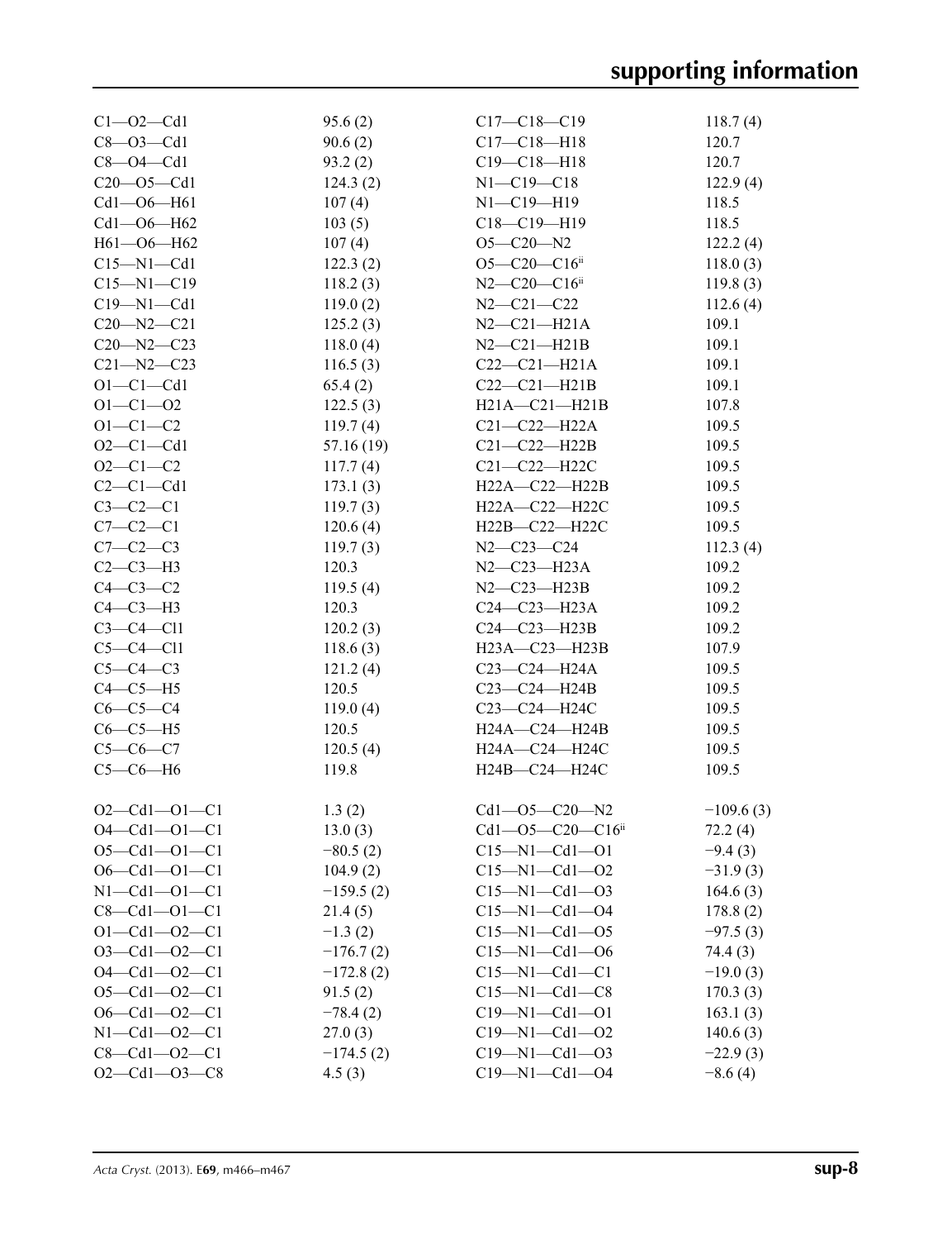| | | | |
|---|---|---|---|
| C1—O2—Cd1 | 95.6 (2) | C17—C18—C19 | 118.7 (4) |
| C8—O3—Cd1 | 90.6 (2) | C17—C18—H18 | 120.7 |
| C8—O4—Cd1 | 93.2 (2) | C19—C18—H18 | 120.7 |
| C20—O5—Cd1 | 124.3 (2) | N1—C19—C18 | 122.9 (4) |
| Cd1—O6—H61 | 107 (4) | N1—C19—H19 | 118.5 |
| Cd1—O6—H62 | 103 (5) | C18—C19—H19 | 118.5 |
| H61—O6—H62 | 107 (4) | O5—C20—N2 | 122.2 (4) |
| C15—N1—Cd1 | 122.3 (2) | O5—C20—C16[ii] | 118.0 (3) |
| C15—N1—C19 | 118.2 (3) | N2—C20—C16[ii] | 119.8 (3) |
| C19—N1—Cd1 | 119.0 (2) | N2—C21—C22 | 112.6 (4) |
| C20—N2—C21 | 125.2 (3) | N2—C21—H21A | 109.1 |
| C20—N2—C23 | 118.0 (4) | N2—C21—H21B | 109.1 |
| C21—N2—C23 | 116.5 (3) | C22—C21—H21A | 109.1 |
| O1—C1—Cd1 | 65.4 (2) | C22—C21—H21B | 109.1 |
| O1—C1—O2 | 122.5 (3) | H21A—C21—H21B | 107.8 |
| O1—C1—C2 | 119.7 (4) | C21—C22—H22A | 109.5 |
| O2—C1—Cd1 | 57.16 (19) | C21—C22—H22B | 109.5 |
| O2—C1—C2 | 117.7 (4) | C21—C22—H22C | 109.5 |
| C2—C1—Cd1 | 173.1 (3) | H22A—C22—H22B | 109.5 |
| C3—C2—C1 | 119.7 (3) | H22A—C22—H22C | 109.5 |
| C7—C2—C1 | 120.6 (4) | H22B—C22—H22C | 109.5 |
| C7—C2—C3 | 119.7 (3) | N2—C23—C24 | 112.3 (4) |
| C2—C3—H3 | 120.3 | N2—C23—H23A | 109.2 |
| C4—C3—C2 | 119.5 (4) | N2—C23—H23B | 109.2 |
| C4—C3—H3 | 120.3 | C24—C23—H23A | 109.2 |
| C3—C4—Cl1 | 120.2 (3) | C24—C23—H23B | 109.2 |
| C5—C4—Cl1 | 118.6 (3) | H23A—C23—H23B | 107.9 |
| C5—C4—C3 | 121.2 (4) | C23—C24—H24A | 109.5 |
| C4—C5—H5 | 120.5 | C23—C24—H24B | 109.5 |
| C6—C5—C4 | 119.0 (4) | C23—C24—H24C | 109.5 |
| C6—C5—H5 | 120.5 | H24A—C24—H24B | 109.5 |
| C5—C6—C7 | 120.5 (4) | H24A—C24—H24C | 109.5 |
| C5—C6—H6 | 119.8 | H24B—C24—H24C | 109.5 |
| | | | |
| O2—Cd1—O1—C1 | 1.3 (2) | Cd1—O5—C20—N2 | −109.6 (3) |
| O4—Cd1—O1—C1 | 13.0 (3) | Cd1—O5—C20—C16[ii] | 72.2 (4) |
| O5—Cd1—O1—C1 | −80.5 (2) | C15—N1—Cd1—O1 | −9.4 (3) |
| O6—Cd1—O1—C1 | 104.9 (2) | C15—N1—Cd1—O2 | −31.9 (3) |
| N1—Cd1—O1—C1 | −159.5 (2) | C15—N1—Cd1—O3 | 164.6 (3) |
| C8—Cd1—O1—C1 | 21.4 (5) | C15—N1—Cd1—O4 | 178.8 (2) |
| O1—Cd1—O2—C1 | −1.3 (2) | C15—N1—Cd1—O5 | −97.5 (3) |
| O3—Cd1—O2—C1 | −176.7 (2) | C15—N1—Cd1—O6 | 74.4 (3) |
| O4—Cd1—O2—C1 | −172.8 (2) | C15—N1—Cd1—C1 | −19.0 (3) |
| O5—Cd1—O2—C1 | 91.5 (2) | C15—N1—Cd1—C8 | 170.3 (3) |
| O6—Cd1—O2—C1 | −78.4 (2) | C19—N1—Cd1—O1 | 163.1 (3) |
| N1—Cd1—O2—C1 | 27.0 (3) | C19—N1—Cd1—O2 | 140.6 (3) |
| C8—Cd1—O2—C1 | −174.5 (2) | C19—N1—Cd1—O3 | −22.9 (3) |
| O2—Cd1—O3—C8 | 4.5 (3) | C19—N1—Cd1—O4 | −8.6 (4) |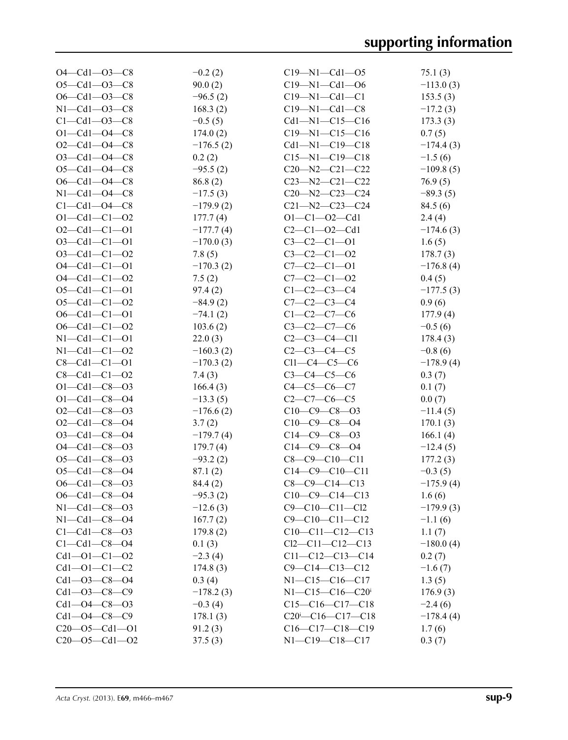| | | | |
|---|---|---|---|
| O4—Cd1—O3—C8 | −0.2 (2) | C19—N1—Cd1—O5 | 75.1 (3) |
| O5—Cd1—O3—C8 | 90.0 (2) | C19—N1—Cd1—O6 | −113.0 (3) |
| O6—Cd1—O3—C8 | −96.5 (2) | C19—N1—Cd1—C1 | 153.5 (3) |
| N1—Cd1—O3—C8 | 168.3 (2) | C19—N1—Cd1—C8 | −17.2 (3) |
| C1—Cd1—O3—C8 | −0.5 (5) | Cd1—N1—C15—C16 | 173.3 (3) |
| O1—Cd1—O4—C8 | 174.0 (2) | C19—N1—C15—C16 | 0.7 (5) |
| O2—Cd1—O4—C8 | −176.5 (2) | Cd1—N1—C19—C18 | −174.4 (3) |
| O3—Cd1—O4—C8 | 0.2 (2) | C15—N1—C19—C18 | −1.5 (6) |
| O5—Cd1—O4—C8 | −95.5 (2) | C20—N2—C21—C22 | −109.8 (5) |
| O6—Cd1—O4—C8 | 86.8 (2) | C23—N2—C21—C22 | 76.9 (5) |
| N1—Cd1—O4—C8 | −17.5 (3) | C20—N2—C23—C24 | −89.3 (5) |
| C1—Cd1—O4—C8 | −179.9 (2) | C21—N2—C23—C24 | 84.5 (6) |
| O1—Cd1—C1—O2 | 177.7 (4) | O1—C1—O2—Cd1 | 2.4 (4) |
| O2—Cd1—C1—O1 | −177.7 (4) | C2—C1—O2—Cd1 | −174.6 (3) |
| O3—Cd1—C1—O1 | −170.0 (3) | C3—C2—C1—O1 | 1.6 (5) |
| O3—Cd1—C1—O2 | 7.8 (5) | C3—C2—C1—O2 | 178.7 (3) |
| O4—Cd1—C1—O1 | −170.3 (2) | C7—C2—C1—O1 | −176.8 (4) |
| O4—Cd1—C1—O2 | 7.5 (2) | C7—C2—C1—O2 | 0.4 (5) |
| O5—Cd1—C1—O1 | 97.4 (2) | C1—C2—C3—C4 | −177.5 (3) |
| O5—Cd1—C1—O2 | −84.9 (2) | C7—C2—C3—C4 | 0.9 (6) |
| O6—Cd1—C1—O1 | −74.1 (2) | C1—C2—C7—C6 | 177.9 (4) |
| O6—Cd1—C1—O2 | 103.6 (2) | C3—C2—C7—C6 | −0.5 (6) |
| N1—Cd1—C1—O1 | 22.0 (3) | C2—C3—C4—Cl1 | 178.4 (3) |
| N1—Cd1—C1—O2 | −160.3 (2) | C2—C3—C4—C5 | −0.8 (6) |
| C8—Cd1—C1—O1 | −170.3 (2) | Cl1—C4—C5—C6 | −178.9 (4) |
| C8—Cd1—C1—O2 | 7.4 (3) | C3—C4—C5—C6 | 0.3 (7) |
| O1—Cd1—C8—O3 | 166.4 (3) | C4—C5—C6—C7 | 0.1 (7) |
| O1—Cd1—C8—O4 | −13.3 (5) | C2—C7—C6—C5 | 0.0 (7) |
| O2—Cd1—C8—O3 | −176.6 (2) | C10—C9—C8—O3 | −11.4 (5) |
| O2—Cd1—C8—O4 | 3.7 (2) | C10—C9—C8—O4 | 170.1 (3) |
| O3—Cd1—C8—O4 | −179.7 (4) | C14—C9—C8—O3 | 166.1 (4) |
| O4—Cd1—C8—O3 | 179.7 (4) | C14—C9—C8—O4 | −12.4 (5) |
| O5—Cd1—C8—O3 | −93.2 (2) | C8—C9—C10—C11 | 177.2 (3) |
| O5—Cd1—C8—O4 | 87.1 (2) | C14—C9—C10—C11 | −0.3 (5) |
| O6—Cd1—C8—O3 | 84.4 (2) | C8—C9—C14—C13 | −175.9 (4) |
| O6—Cd1—C8—O4 | −95.3 (2) | C10—C9—C14—C13 | 1.6 (6) |
| N1—Cd1—C8—O3 | −12.6 (3) | C9—C10—C11—Cl2 | −179.9 (3) |
| N1—Cd1—C8—O4 | 167.7 (2) | C9—C10—C11—C12 | −1.1 (6) |
| C1—Cd1—C8—O3 | 179.8 (2) | C10—C11—C12—C13 | 1.1 (7) |
| C1—Cd1—C8—O4 | 0.1 (3) | Cl2—C11—C12—C13 | −180.0 (4) |
| Cd1—O1—C1—O2 | −2.3 (4) | C11—C12—C13—C14 | 0.2 (7) |
| Cd1—O1—C1—C2 | 174.8 (3) | C9—C14—C13—C12 | −1.6 (7) |
| Cd1—O3—C8—O4 | 0.3 (4) | N1—C15—C16—C17 | 1.3 (5) |
| Cd1—O3—C8—C9 | −178.2 (3) | N1—C15—C16—C20$^{i}$ | 176.9 (3) |
| Cd1—O4—C8—O3 | −0.3 (4) | C15—C16—C17—C18 | −2.4 (6) |
| Cd1—O4—C8—C9 | 178.1 (3) | C20$^{i}$—C16—C17—C18 | −178.4 (4) |
| C20—O5—Cd1—O1 | 91.2 (3) | C16—C17—C18—C19 | 1.7 (6) |
| C20—O5—Cd1—O2 | 37.5 (3) | N1—C19—C18—C17 | 0.3 (7) |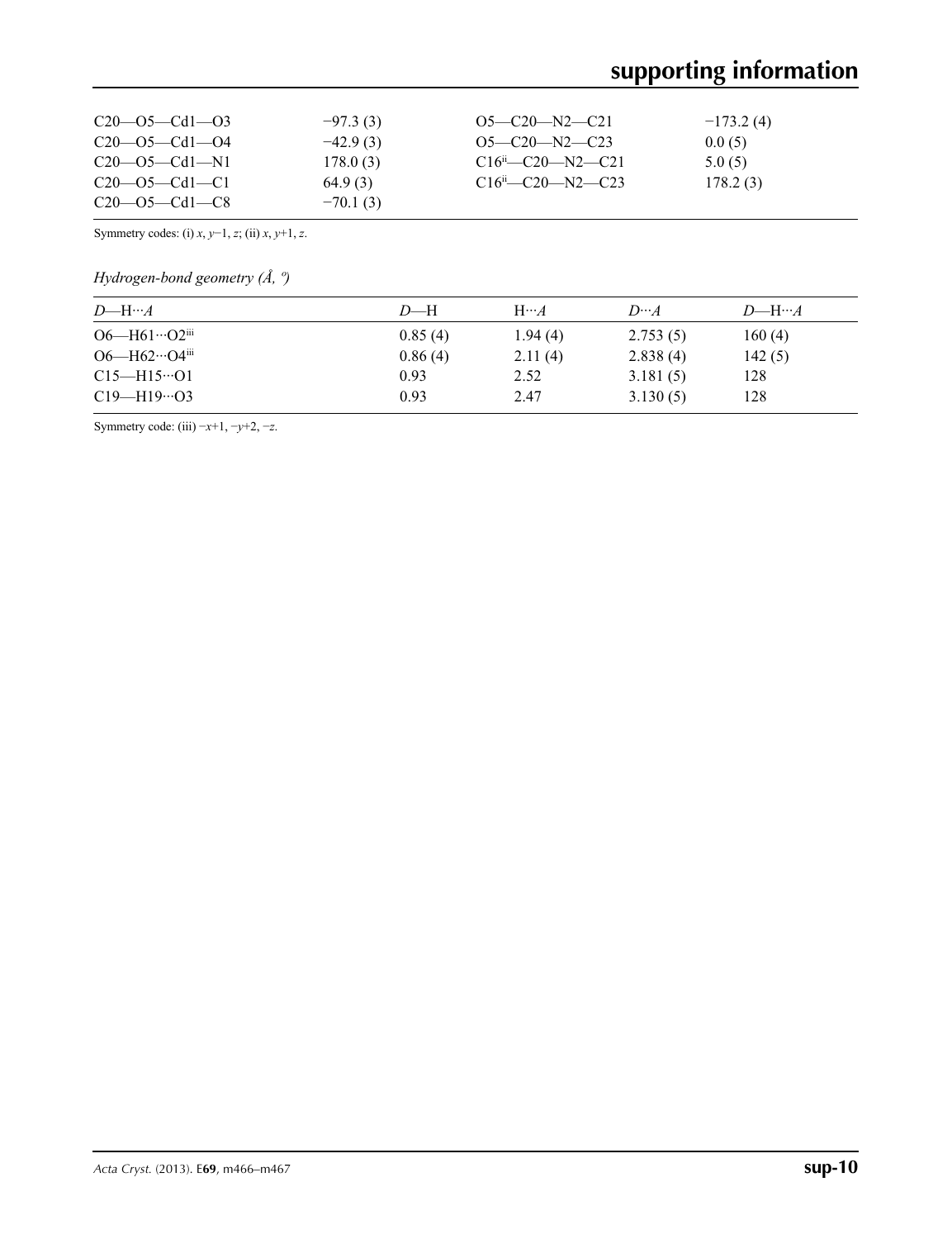| | | | |
|---|---|---|---|
| C20—O5—Cd1—O3 | −97.3 (3) | O5—C20—N2—C21 | −173.2 (4) |
| C20—O5—Cd1—O4 | −42.9 (3) | O5—C20—N2—C23 | 0.0 (5) |
| C20—O5—Cd1—N1 | 178.0 (3) | C16[ii]—C20—N2—C21 | 5.0 (5) |
| C20—O5—Cd1—C1 | 64.9 (3) | C16[ii]—C20—N2—C23 | 178.2 (3) |
| C20—O5—Cd1—C8 | −70.1 (3) | | |

Symmetry codes: (i) *x*, *y*−1, *z*; (ii) *x*, *y*+1, *z*.

*Hydrogen-bond geometry (Å, º)*

| *D*—H···*A* | *D*—H | H···*A* | *D*···*A* | *D*—H···*A* |
|---|---|---|---|---|
| O6—H61···O2[iii] | 0.85 (4) | 1.94 (4) | 2.753 (5) | 160 (4) |
| O6—H62···O4[iii] | 0.86 (4) | 2.11 (4) | 2.838 (4) | 142 (5) |
| C15—H15···O1 | 0.93 | 2.52 | 3.181 (5) | 128 |
| C19—H19···O3 | 0.93 | 2.47 | 3.130 (5) | 128 |

Symmetry code: (iii) −*x*+1, −*y*+2, −*z*.